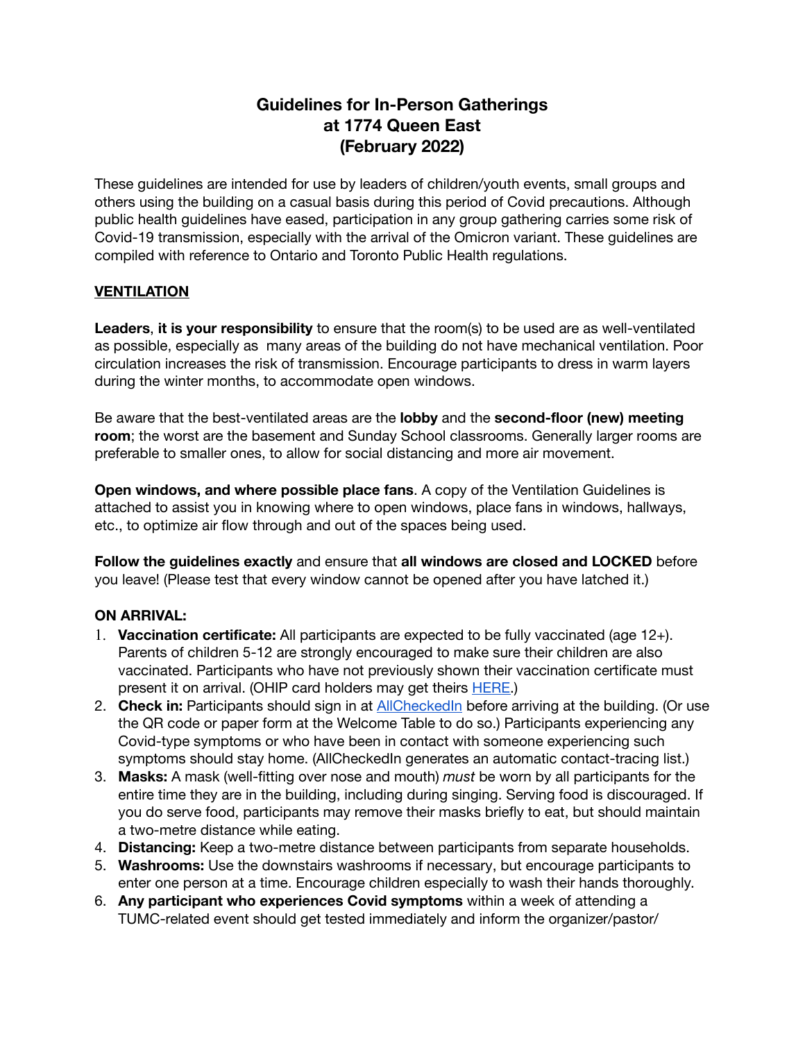# Guidelines for In-Person Gatherings
# at 1774 Queen East
# (February 2022)

These guidelines are intended for use by leaders of children/youth events, small groups and others using the building on a casual basis during this period of Covid precautions. Although public health guidelines have eased, participation in any group gathering carries some risk of Covid-19 transmission, especially with the arrival of the Omicron variant. These guidelines are compiled with reference to Ontario and Toronto Public Health regulations.

## VENTILATION

**Leaders**, **it is your responsibility** to ensure that the room(s) to be used are as well-ventilated as possible, especially as many areas of the building do not have mechanical ventilation. Poor circulation increases the risk of transmission. Encourage participants to dress in warm layers during the winter months, to accommodate open windows.

Be aware that the best-ventilated areas are the **lobby** and the **second-floor (new) meeting room**; the worst are the basement and Sunday School classrooms. Generally larger rooms are preferable to smaller ones, to allow for social distancing and more air movement.

**Open windows, and where possible place fans**. A copy of the Ventilation Guidelines is attached to assist you in knowing where to open windows, place fans in windows, hallways, etc., to optimize air flow through and out of the spaces being used.

**Follow the guidelines exactly** and ensure that **all windows are closed and LOCKED** before you leave! (Please test that every window cannot be opened after you have latched it.)

## ON ARRIVAL:

1. **Vaccination certificate:** All participants are expected to be fully vaccinated (age 12+). Parents of children 5-12 are strongly encouraged to make sure their children are also vaccinated. Participants who have not previously shown their vaccination certificate must present it on arrival. (OHIP card holders may get theirs HERE.)
2. **Check in:** Participants should sign in at AllCheckedIn before arriving at the building. (Or use the QR code or paper form at the Welcome Table to do so.) Participants experiencing any Covid-type symptoms or who have been in contact with someone experiencing such symptoms should stay home. (AllCheckedIn generates an automatic contact-tracing list.)
3. **Masks:** A mask (well-fitting over nose and mouth) *must* be worn by all participants for the entire time they are in the building, including during singing. Serving food is discouraged. If you do serve food, participants may remove their masks briefly to eat, but should maintain a two-metre distance while eating.
4. **Distancing:** Keep a two-metre distance between participants from separate households.
5. **Washrooms:** Use the downstairs washrooms if necessary, but encourage participants to enter one person at a time. Encourage children especially to wash their hands thoroughly.
6. **Any participant who experiences Covid symptoms** within a week of attending a TUMC-related event should get tested immediately and inform the organizer/pastor/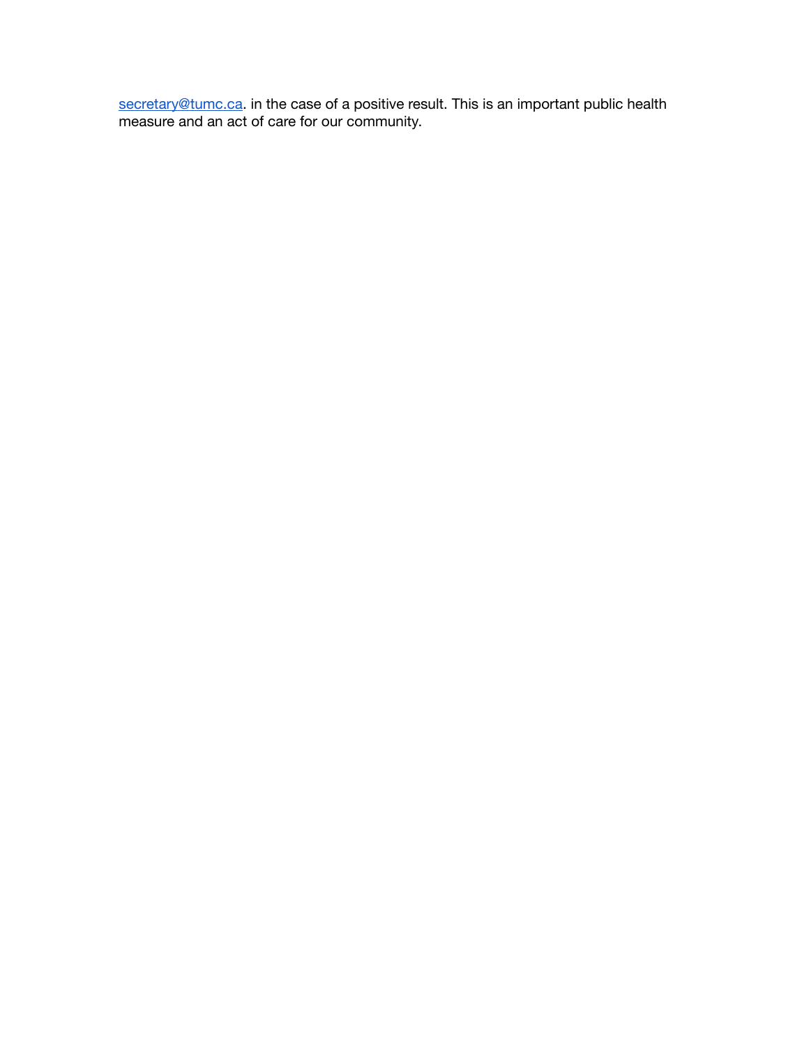[secretary@tumc.ca](mailto:secretary@tumc.ca). in the case of a positive result. This is an important public health measure and an act of care for our community.